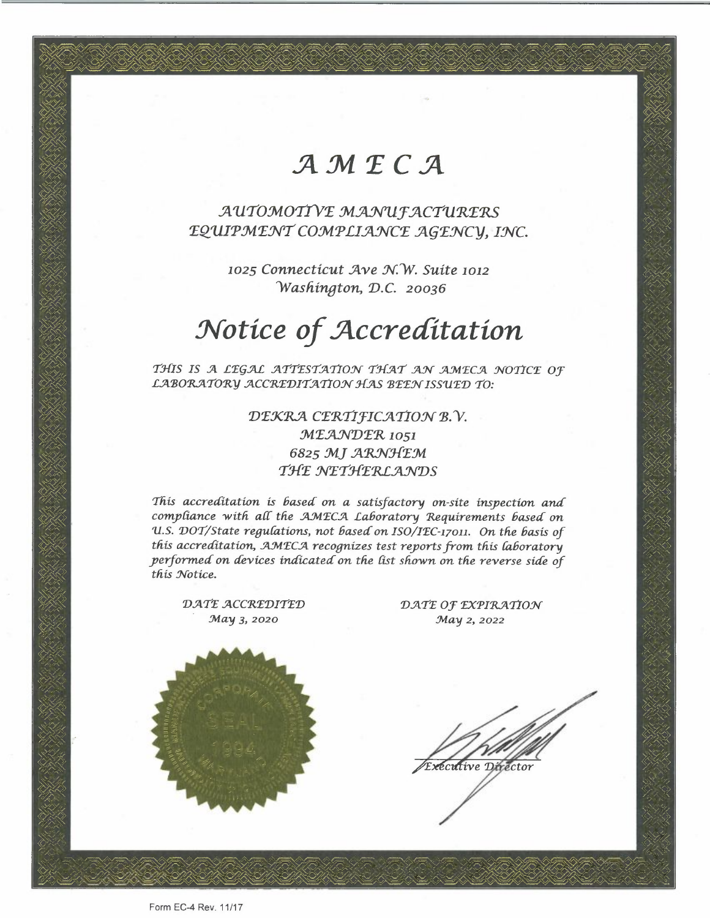# AMECA

## AUTOMOTIVE MANUFACTURERS EQUIPMENT COMPLIANCE AGENCY, INC.

1025 Connecticut Ave N.W. Suite 1012
Washington, D.C. 20036

# Notice of Accreditation

THIS IS A LEGAL ATTESTATION THAT AN AMECA NOTICE OF LABORATORY ACCREDITATION HAS BEEN ISSUED TO:

DEKRA CERTIFICATION B.V.
MEANDER 1051
6825 MJ ARNHEM
THE NETHERLANDS

*This accreditation is based on a satisfactory on-site inspection and compliance with all the AMECA Laboratory Requirements based on U.S. DOT/State regulations, not based on ISO/IEC-17011. On the basis of this accreditation, AMECA recognizes test reports from this laboratory performed on devices indicated on the list shown on the reverse side of this Notice.*

| DATE ACCREDITED | DATE OF EXPIRATION |
| --- | --- |
| May 3, 2020 | May 2, 2022 |

CORPORATE SEAL 1984

Executive Director

Form EC-4 Rev. 11/17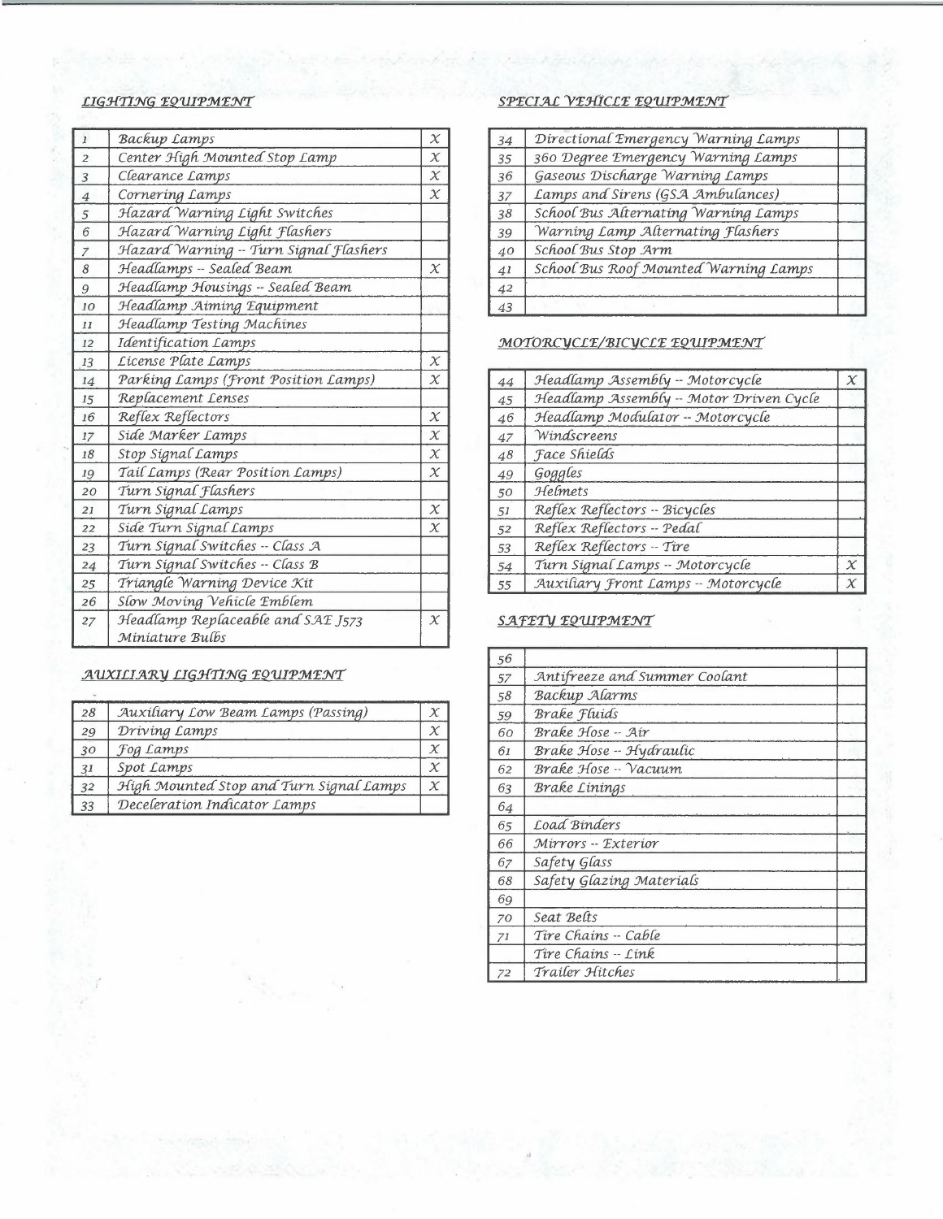## LIGHTING EQUIPMENT

| | | |
|---|---|---|
| 1 | Backup Lamps | X |
| 2 | Center High Mounted Stop Lamp | X |
| 3 | Clearance Lamps | X |
| 4 | Cornering Lamps | X |
| 5 | Hazard Warning Light Switches | |
| 6 | Hazard Warning Light Flashers | |
| 7 | Hazard Warning -- Turn Signal Flashers | |
| 8 | Headlamps -- Sealed Beam | X |
| 9 | Headlamp Housings -- Sealed Beam | |
| 10 | Headlamp Aiming Equipment | |
| 11 | Headlamp Testing Machines | |
| 12 | Identification Lamps | |
| 13 | License Plate Lamps | X |
| 14 | Parking Lamps (Front Position Lamps) | X |
| 15 | Replacement Lenses | |
| 16 | Reflex Reflectors | X |
| 17 | Side Marker Lamps | X |
| 18 | Stop Signal Lamps | X |
| 19 | Tail Lamps (Rear Position Lamps) | X |
| 20 | Turn Signal Flashers | |
| 21 | Turn Signal Lamps | X |
| 22 | Side Turn Signal Lamps | X |
| 23 | Turn Signal Switches -- Class A | |
| 24 | Turn Signal Switches -- Class B | |
| 25 | Triangle Warning Device Kit | |
| 26 | Slow Moving Vehicle Emblem | |
| 27 | Headlamp Replaceable and SAE J573 Miniature Bulbs | X |

## AUXILIARY LIGHTING EQUIPMENT

| | | |
|---|---|---|
| 28 | Auxiliary Low Beam Lamps (Passing) | X |
| 29 | Driving Lamps | X |
| 30 | Fog Lamps | X |
| 31 | Spot Lamps | X |
| 32 | High Mounted Stop and Turn Signal Lamps | X |
| 33 | Deceleration Indicator Lamps | |

## SPECIAL VEHICLE EQUIPMENT

| | | |
|---|---|---|
| 34 | Directional Emergency Warning Lamps | |
| 35 | 360 Degree Emergency Warning Lamps | |
| 36 | Gaseous Discharge Warning Lamps | |
| 37 | Lamps and Sirens (GSA Ambulances) | |
| 38 | School Bus Alternating Warning Lamps | |
| 39 | Warning Lamp Alternating Flashers | |
| 40 | School Bus Stop Arm | |
| 41 | School Bus Roof Mounted Warning Lamps | |
| 42 | | |
| 43 | | |

## MOTORCYCLE/BICYCLE EQUIPMENT

| | | |
|---|---|---|
| 44 | Headlamp Assembly -- Motorcycle | X |
| 45 | Headlamp Assembly -- Motor Driven Cycle | |
| 46 | Headlamp Modulator -- Motorcycle | |
| 47 | Windscreens | |
| 48 | Face Shields | |
| 49 | Goggles | |
| 50 | Helmets | |
| 51 | Reflex Reflectors -- Bicycles | |
| 52 | Reflex Reflectors -- Pedal | |
| 53 | Reflex Reflectors -- Tire | |
| 54 | Turn Signal Lamps -- Motorcycle | X |
| 55 | Auxiliary Front Lamps -- Motorcycle | X |

## SAFETY EQUIPMENT

| | | |
|---|---|---|
| 56 | | |
| 57 | Antifreeze and Summer Coolant | |
| 58 | Backup Alarms | |
| 59 | Brake Fluids | |
| 60 | Brake Hose -- Air | |
| 61 | Brake Hose -- Hydraulic | |
| 62 | Brake Hose -- Vacuum | |
| 63 | Brake Linings | |
| 64 | | |
| 65 | Load Binders | |
| 66 | Mirrors -- Exterior | |
| 67 | Safety Glass | |
| 68 | Safety Glazing Materials | |
| 69 | | |
| 70 | Seat Belts | |
| 71 | Tire Chains -- Cable | |
| | Tire Chains -- Link | |
| 72 | Trailer Hitches | |